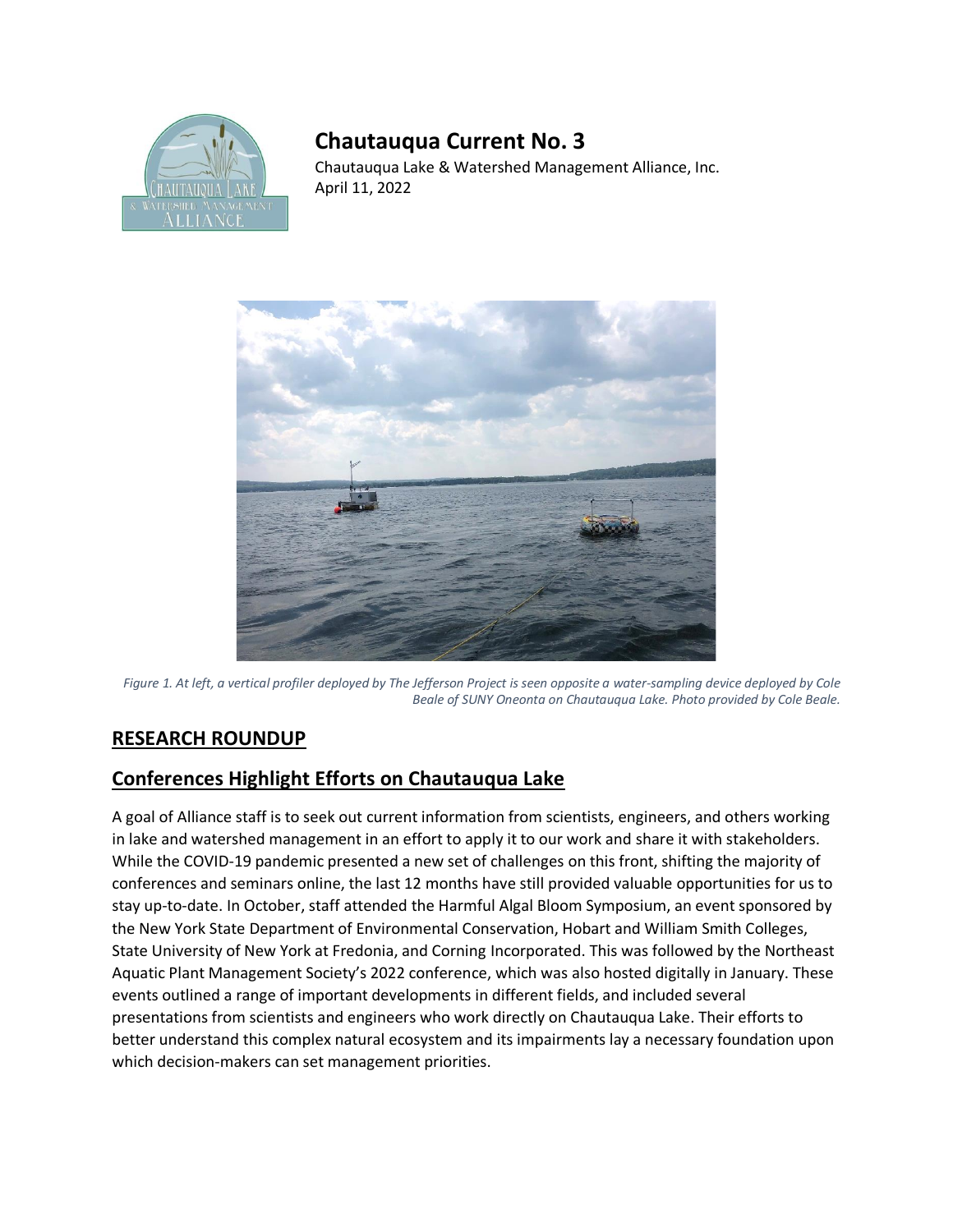# Chautauqua Current No. 3

Chautauqua Lake & Watershed Management Alliance, Inc.
April 11, 2022

*Figure 1. At left, a vertical profiler deployed by The Jefferson Project is seen opposite a water-sampling device deployed by Cole Beale of SUNY Oneonta on Chautauqua Lake. Photo provided by Cole Beale.*

## RESEARCH ROUNDUP

## Conferences Highlight Efforts on Chautauqua Lake

A goal of Alliance staff is to seek out current information from scientists, engineers, and others working in lake and watershed management in an effort to apply it to our work and share it with stakeholders. While the COVID-19 pandemic presented a new set of challenges on this front, shifting the majority of conferences and seminars online, the last 12 months have still provided valuable opportunities for us to stay up-to-date. In October, staff attended the Harmful Algal Bloom Symposium, an event sponsored by the New York State Department of Environmental Conservation, Hobart and William Smith Colleges, State University of New York at Fredonia, and Corning Incorporated. This was followed by the Northeast Aquatic Plant Management Society's 2022 conference, which was also hosted digitally in January. These events outlined a range of important developments in different fields, and included several presentations from scientists and engineers who work directly on Chautauqua Lake. Their efforts to better understand this complex natural ecosystem and its impairments lay a necessary foundation upon which decision-makers can set management priorities.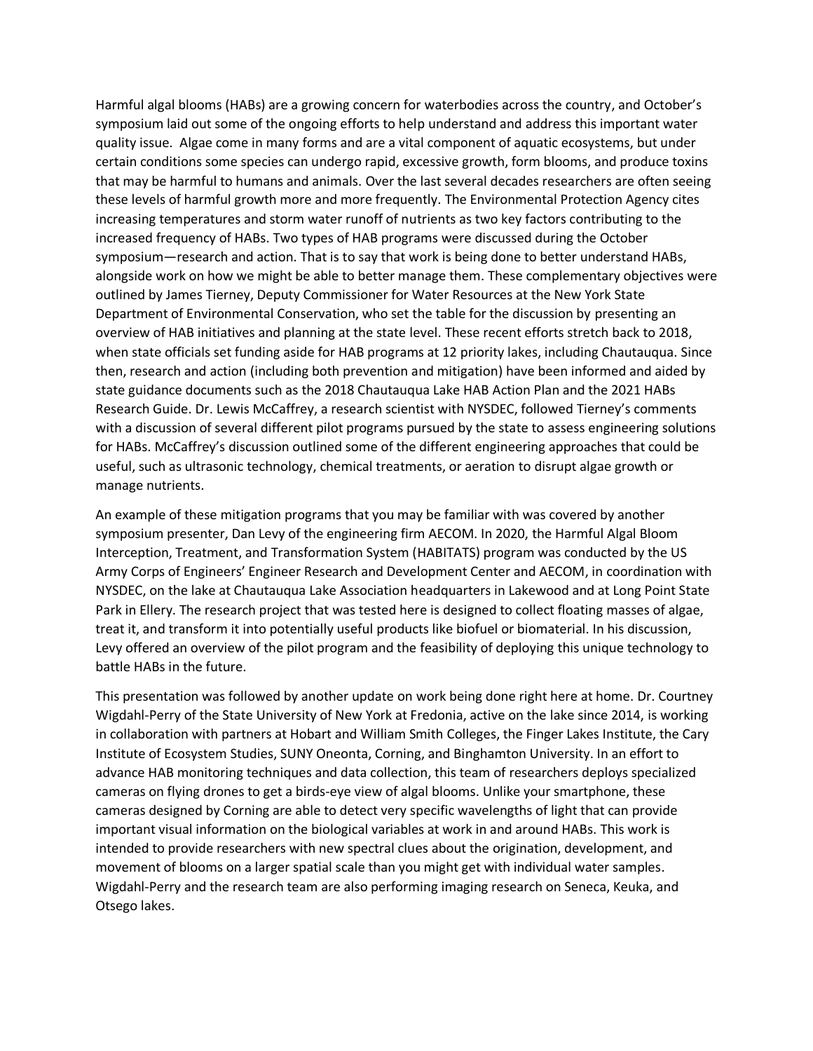Harmful algal blooms (HABs) are a growing concern for waterbodies across the country, and October's symposium laid out some of the ongoing efforts to help understand and address this important water quality issue. Algae come in many forms and are a vital component of aquatic ecosystems, but under certain conditions some species can undergo rapid, excessive growth, form blooms, and produce toxins that may be harmful to humans and animals. Over the last several decades researchers are often seeing these levels of harmful growth more and more frequently. The Environmental Protection Agency cites increasing temperatures and storm water runoff of nutrients as two key factors contributing to the increased frequency of HABs. Two types of HAB programs were discussed during the October symposium—research and action. That is to say that work is being done to better understand HABs, alongside work on how we might be able to better manage them. These complementary objectives were outlined by James Tierney, Deputy Commissioner for Water Resources at the New York State Department of Environmental Conservation, who set the table for the discussion by presenting an overview of HAB initiatives and planning at the state level. These recent efforts stretch back to 2018, when state officials set funding aside for HAB programs at 12 priority lakes, including Chautauqua. Since then, research and action (including both prevention and mitigation) have been informed and aided by state guidance documents such as the 2018 Chautauqua Lake HAB Action Plan and the 2021 HABs Research Guide. Dr. Lewis McCaffrey, a research scientist with NYSDEC, followed Tierney's comments with a discussion of several different pilot programs pursued by the state to assess engineering solutions for HABs. McCaffrey's discussion outlined some of the different engineering approaches that could be useful, such as ultrasonic technology, chemical treatments, or aeration to disrupt algae growth or manage nutrients.

An example of these mitigation programs that you may be familiar with was covered by another symposium presenter, Dan Levy of the engineering firm AECOM. In 2020, the Harmful Algal Bloom Interception, Treatment, and Transformation System (HABITATS) program was conducted by the US Army Corps of Engineers' Engineer Research and Development Center and AECOM, in coordination with NYSDEC, on the lake at Chautauqua Lake Association headquarters in Lakewood and at Long Point State Park in Ellery. The research project that was tested here is designed to collect floating masses of algae, treat it, and transform it into potentially useful products like biofuel or biomaterial. In his discussion, Levy offered an overview of the pilot program and the feasibility of deploying this unique technology to battle HABs in the future.

This presentation was followed by another update on work being done right here at home. Dr. Courtney Wigdahl-Perry of the State University of New York at Fredonia, active on the lake since 2014, is working in collaboration with partners at Hobart and William Smith Colleges, the Finger Lakes Institute, the Cary Institute of Ecosystem Studies, SUNY Oneonta, Corning, and Binghamton University. In an effort to advance HAB monitoring techniques and data collection, this team of researchers deploys specialized cameras on flying drones to get a birds-eye view of algal blooms. Unlike your smartphone, these cameras designed by Corning are able to detect very specific wavelengths of light that can provide important visual information on the biological variables at work in and around HABs. This work is intended to provide researchers with new spectral clues about the origination, development, and movement of blooms on a larger spatial scale than you might get with individual water samples. Wigdahl-Perry and the research team are also performing imaging research on Seneca, Keuka, and Otsego lakes.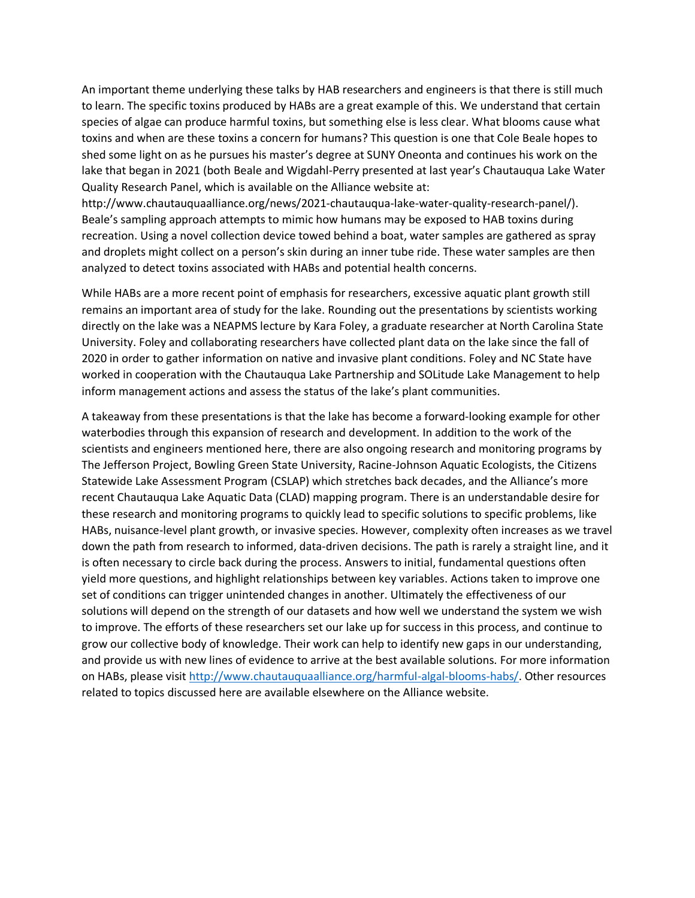An important theme underlying these talks by HAB researchers and engineers is that there is still much to learn. The specific toxins produced by HABs are a great example of this. We understand that certain species of algae can produce harmful toxins, but something else is less clear. What blooms cause what toxins and when are these toxins a concern for humans? This question is one that Cole Beale hopes to shed some light on as he pursues his master's degree at SUNY Oneonta and continues his work on the lake that began in 2021 (both Beale and Wigdahl-Perry presented at last year's Chautauqua Lake Water Quality Research Panel, which is available on the Alliance website at: http://www.chautauquaalliance.org/news/2021-chautauqua-lake-water-quality-research-panel/). Beale's sampling approach attempts to mimic how humans may be exposed to HAB toxins during recreation. Using a novel collection device towed behind a boat, water samples are gathered as spray and droplets might collect on a person's skin during an inner tube ride. These water samples are then analyzed to detect toxins associated with HABs and potential health concerns.

While HABs are a more recent point of emphasis for researchers, excessive aquatic plant growth still remains an important area of study for the lake. Rounding out the presentations by scientists working directly on the lake was a NEAPMS lecture by Kara Foley, a graduate researcher at North Carolina State University. Foley and collaborating researchers have collected plant data on the lake since the fall of 2020 in order to gather information on native and invasive plant conditions. Foley and NC State have worked in cooperation with the Chautauqua Lake Partnership and SOLitude Lake Management to help inform management actions and assess the status of the lake's plant communities.

A takeaway from these presentations is that the lake has become a forward-looking example for other waterbodies through this expansion of research and development. In addition to the work of the scientists and engineers mentioned here, there are also ongoing research and monitoring programs by The Jefferson Project, Bowling Green State University, Racine-Johnson Aquatic Ecologists, the Citizens Statewide Lake Assessment Program (CSLAP) which stretches back decades, and the Alliance's more recent Chautauqua Lake Aquatic Data (CLAD) mapping program. There is an understandable desire for these research and monitoring programs to quickly lead to specific solutions to specific problems, like HABs, nuisance-level plant growth, or invasive species. However, complexity often increases as we travel down the path from research to informed, data-driven decisions. The path is rarely a straight line, and it is often necessary to circle back during the process. Answers to initial, fundamental questions often yield more questions, and highlight relationships between key variables. Actions taken to improve one set of conditions can trigger unintended changes in another. Ultimately the effectiveness of our solutions will depend on the strength of our datasets and how well we understand the system we wish to improve. The efforts of these researchers set our lake up for success in this process, and continue to grow our collective body of knowledge. Their work can help to identify new gaps in our understanding, and provide us with new lines of evidence to arrive at the best available solutions. For more information on HABs, please visit [http://www.chautauquaalliance.org/harmful-algal-blooms-habs/](http://www.chautauquaalliance.org/harmful-algal-blooms-habs/). Other resources related to topics discussed here are available elsewhere on the Alliance website.